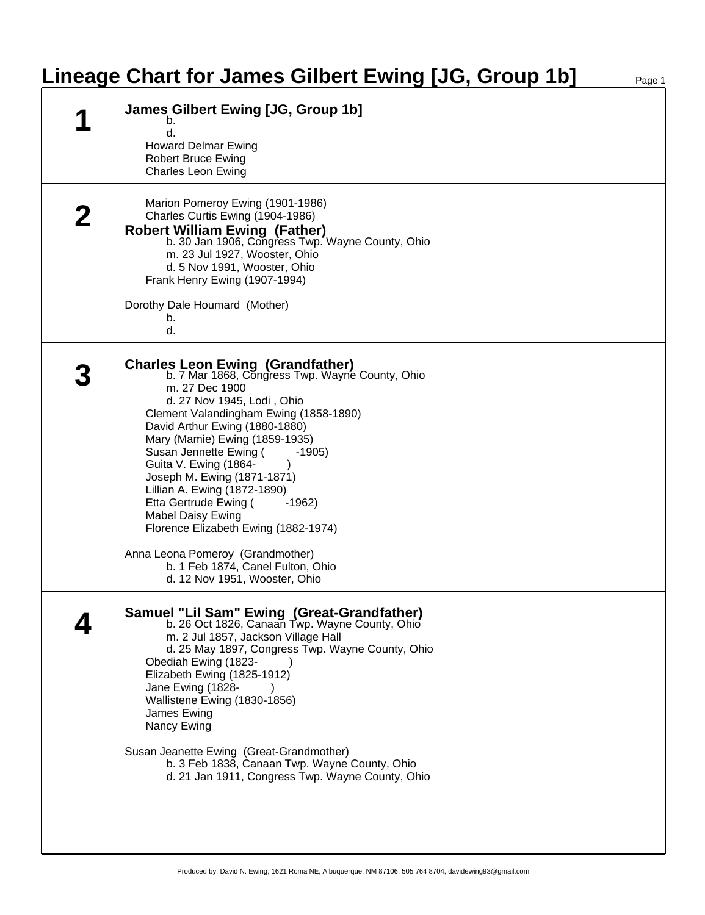# Lineage Chart for James Gilbert Ewing [JG, Group 1b]

## 1

**James Gilbert Ewing [JG, Group 1b]**

b.
d.

Howard Delmar Ewing
Robert Bruce Ewing
Charles Leon Ewing

## 2

Marion Pomeroy Ewing (1901-1986)
Charles Curtis Ewing (1904-1986)

**Robert William Ewing (Father)**

b. 30 Jan 1906, Congress Twp. Wayne County, Ohio
m. 23 Jul 1927, Wooster, Ohio
d. 5 Nov 1991, Wooster, Ohio

Frank Henry Ewing (1907-1994)

Dorothy Dale Houmard (Mother)

b.
d.

## 3

**Charles Leon Ewing (Grandfather)**

b. 7 Mar 1868, Congress Twp. Wayne County, Ohio
m. 27 Dec 1900
d. 27 Nov 1945, Lodi , Ohio

Clement Valandingham Ewing (1858-1890)
David Arthur Ewing (1880-1880)
Mary (Mamie) Ewing (1859-1935)
Susan Jennette Ewing ( -1905)
Guita V. Ewing (1864- )
Joseph M. Ewing (1871-1871)
Lillian A. Ewing (1872-1890)
Etta Gertrude Ewing ( -1962)
Mabel Daisy Ewing
Florence Elizabeth Ewing (1882-1974)

Anna Leona Pomeroy (Grandmother)

b. 1 Feb 1874, Canel Fulton, Ohio
d. 12 Nov 1951, Wooster, Ohio

## 4

**Samuel "Lil Sam" Ewing (Great-Grandfather)**

b. 26 Oct 1826, Canaan Twp. Wayne County, Ohio
m. 2 Jul 1857, Jackson Village Hall
d. 25 May 1897, Congress Twp. Wayne County, Ohio

Obediah Ewing (1823- )
Elizabeth Ewing (1825-1912)
Jane Ewing (1828- )
Wallistene Ewing (1830-1856)
James Ewing
Nancy Ewing

Susan Jeanette Ewing (Great-Grandmother)

b. 3 Feb 1838, Canaan Twp. Wayne County, Ohio
d. 21 Jan 1911, Congress Twp. Wayne County, Ohio

Produced by: David N. Ewing, 1621 Roma NE, Albuquerque, NM 87106, 505 764 8704, davidewing93@gmail.com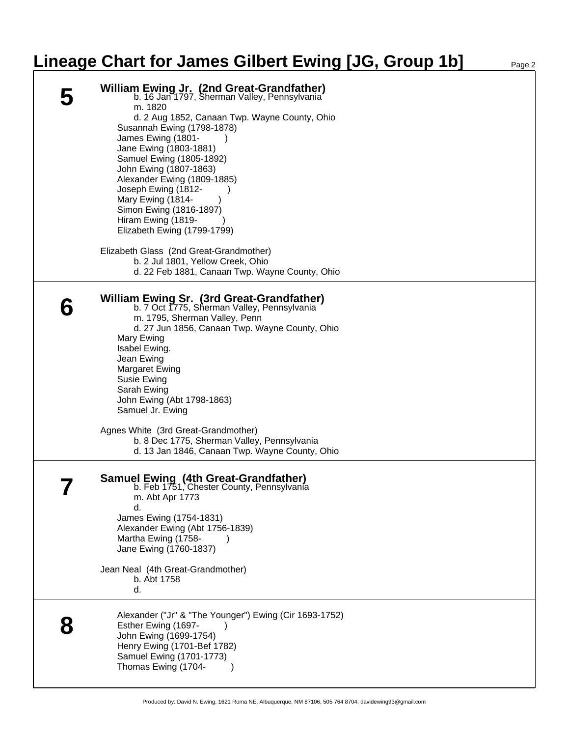# Lineage Chart for James Gilbert Ewing [JG, Group 1b]

## 5

**William Ewing Jr. (2nd Great-Grandfather)**
b. 16 Jan 1797, Sherman Valley, Pennsylvania
m. 1820
d. 2 Aug 1852, Canaan Twp. Wayne County, Ohio

Susannah Ewing (1798-1878)
James Ewing (1801- )
Jane Ewing (1803-1881)
Samuel Ewing (1805-1892)
John Ewing (1807-1863)
Alexander Ewing (1809-1885)
Joseph Ewing (1812- )
Mary Ewing (1814- )
Simon Ewing (1816-1897)
Hiram Ewing (1819- )
Elizabeth Ewing (1799-1799)

Elizabeth Glass (2nd Great-Grandmother)
b. 2 Jul 1801, Yellow Creek, Ohio
d. 22 Feb 1881, Canaan Twp. Wayne County, Ohio

## 6

**William Ewing Sr. (3rd Great-Grandfather)**
b. 7 Oct 1775, Sherman Valley, Pennsylvania
m. 1795, Sherman Valley, Penn
d. 27 Jun 1856, Canaan Twp. Wayne County, Ohio

Mary Ewing
Isabel Ewing.
Jean Ewing
Margaret Ewing
Susie Ewing
Sarah Ewing
John Ewing (Abt 1798-1863)
Samuel Jr. Ewing

Agnes White (3rd Great-Grandmother)
b. 8 Dec 1775, Sherman Valley, Pennsylvania
d. 13 Jan 1846, Canaan Twp. Wayne County, Ohio

## 7

**Samuel Ewing (4th Great-Grandfather)**
b. Feb 1751, Chester County, Pennsylvania
m. Abt Apr 1773
d.

James Ewing (1754-1831)
Alexander Ewing (Abt 1756-1839)
Martha Ewing (1758- )
Jane Ewing (1760-1837)

Jean Neal (4th Great-Grandmother)
b. Abt 1758
d.

## 8

Alexander ("Jr" & "The Younger") Ewing (Cir 1693-1752)
Esther Ewing (1697- )
John Ewing (1699-1754)
Henry Ewing (1701-Bef 1782)
Samuel Ewing (1701-1773)
Thomas Ewing (1704- )

Produced by: David N. Ewing, 1621 Roma NE, Albuquerque, NM 87106, 505 764 8704, davidewing93@gmail.com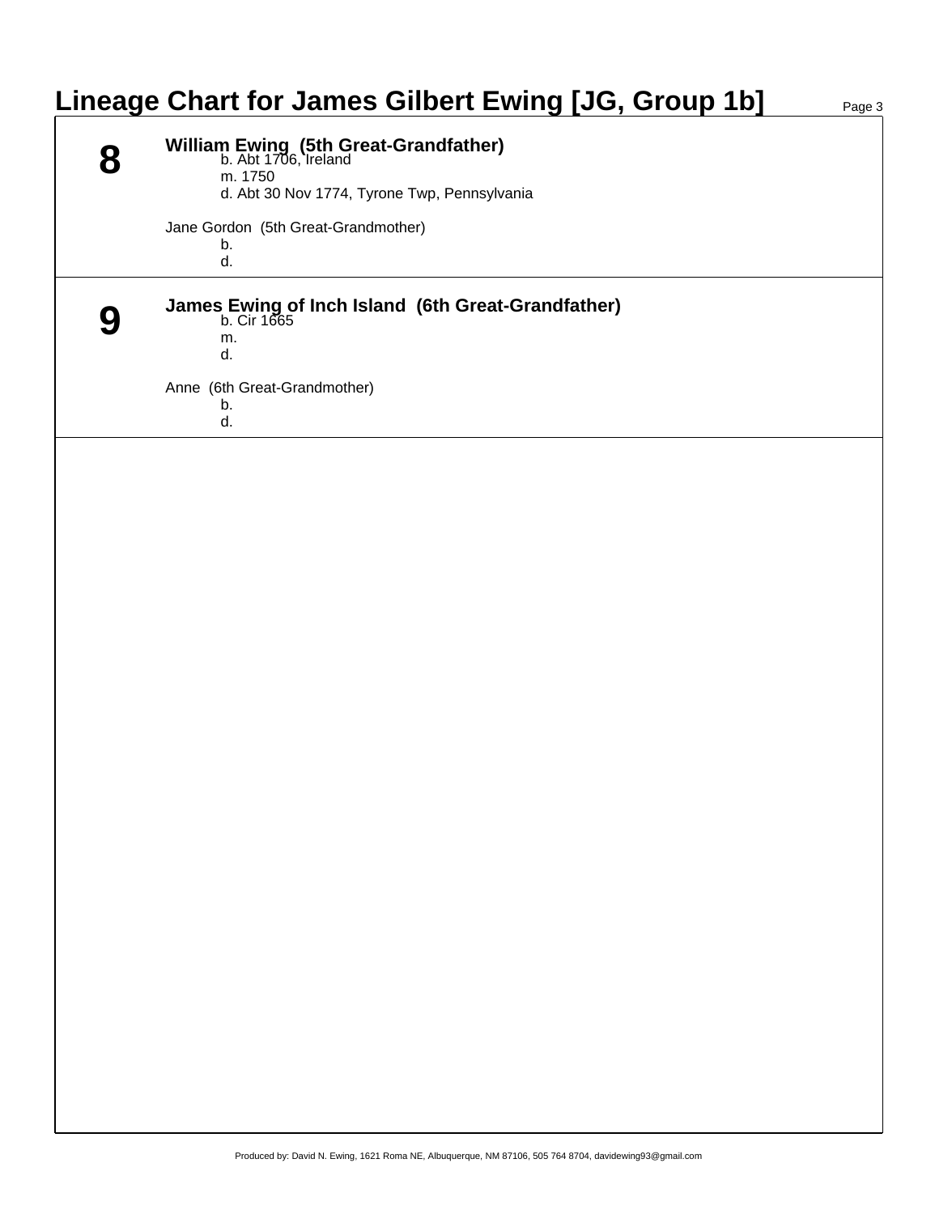# Lineage Chart for James Gilbert Ewing [JG, Group 1b]

**8**

**William Ewing (5th Great-Grandfather)**

b. Abt 1706, Ireland
m. 1750
d. Abt 30 Nov 1774, Tyrone Twp, Pennsylvania

Jane Gordon (5th Great-Grandmother)

b.
d.

**9**

**James Ewing of Inch Island (6th Great-Grandfather)**

b. Cir 1665
m.
d.

Anne (6th Great-Grandmother)

b.
d.

Produced by: David N. Ewing, 1621 Roma NE, Albuquerque, NM 87106, 505 764 8704, davidewing93@gmail.com